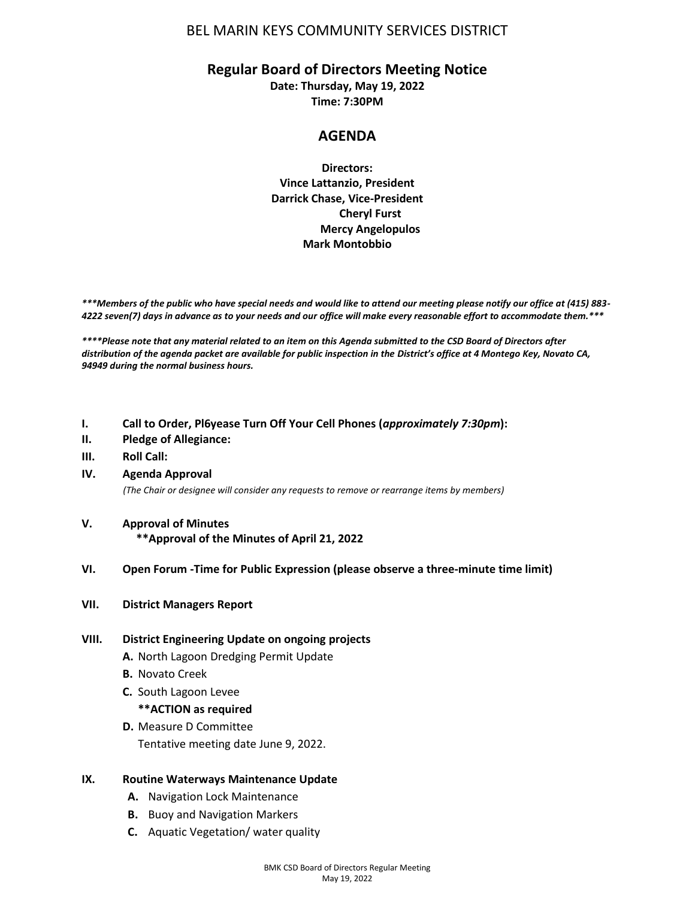# BEL MARIN KEYS COMMUNITY SERVICES DISTRICT

## Regular Board of Directors Meeting Notice

**Date: Thursday, May 19, 2022**
**Time: 7:30PM**

## AGENDA

**Directors:**
**Vince Lattanzio, President**
**Darrick Chase, Vice-President**
**Cheryl Furst**
**Mercy Angelopulos**
**Mark Montobbio**

***\*\*\*Members of the public who have special needs and would like to attend our meeting please notify our office at (415) 883-4222 seven(7) days in advance as to your needs and our office will make every reasonable effort to accommodate them.\*\*\****

***\*\*\*\*Please note that any material related to an item on this Agenda submitted to the CSD Board of Directors after distribution of the agenda packet are available for public inspection in the District's office at 4 Montego Key, Novato CA, 94949 during the normal business hours.***

**I. Call to Order, Pl6yease Turn Off Your Cell Phones (*approximately 7:30pm*):**

**II. Pledge of Allegiance:**

**III. Roll Call:**

**IV. Agenda Approval**

*(The Chair or designee will consider any requests to remove or rearrange items by members)*

**V. Approval of Minutes**

**\*\*Approval of the Minutes of April 21, 2022**

**VI. Open Forum -Time for Public Expression (please observe a three-minute time limit)**

**VII. District Managers Report**

**VIII. District Engineering Update on ongoing projects**

- **A.** North Lagoon Dredging Permit Update
- **B.** Novato Creek
- **C.** South Lagoon Levee
  **\*\*ACTION as required**
- **D.** Measure D Committee
  Tentative meeting date June 9, 2022.

**IX. Routine Waterways Maintenance Update**

- **A.** Navigation Lock Maintenance
- **B.** Buoy and Navigation Markers
- **C.** Aquatic Vegetation/ water quality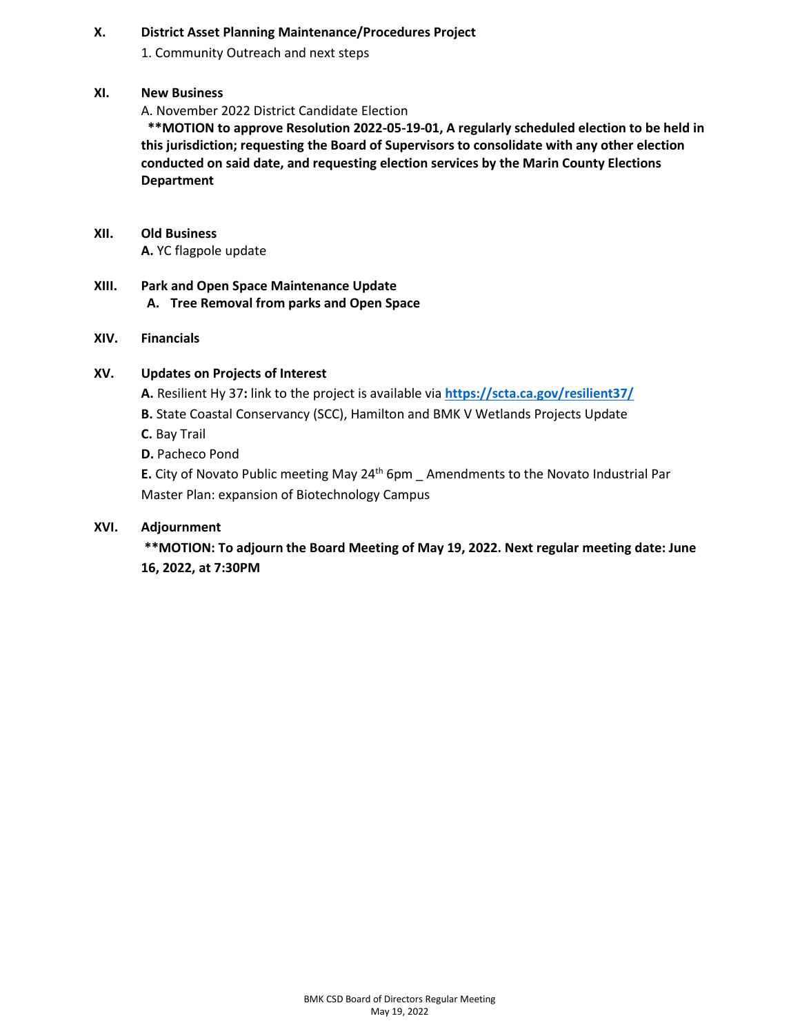**X. District Asset Planning Maintenance/Procedures Project**

1. Community Outreach and next steps

**XI. New Business**

A. November 2022 District Candidate Election

**\*\*MOTION to approve Resolution 2022-05-19-01, A regularly scheduled election to be held in this jurisdiction; requesting the Board of Supervisors to consolidate with any other election conducted on said date, and requesting election services by the Marin County Elections Department**

**XII. Old Business**

**A.** YC flagpole update

**XIII. Park and Open Space Maintenance Update**

**A. Tree Removal from parks and Open Space**

**XIV. Financials**

**XV. Updates on Projects of Interest**

**A.** Resilient Hy 37**:** link to the project is available via **[https://scta.ca.gov/resilient37/](https://scta.ca.gov/resilient37/)**

**B.** State Coastal Conservancy (SCC), Hamilton and BMK V Wetlands Projects Update

**C.** Bay Trail

**D.** Pacheco Pond

**E.** City of Novato Public meeting May 24th 6pm _ Amendments to the Novato Industrial Par Master Plan: expansion of Biotechnology Campus

**XVI. Adjournment**

**\*\*MOTION: To adjourn the Board Meeting of May 19, 2022. Next regular meeting date: June 16, 2022, at 7:30PM**